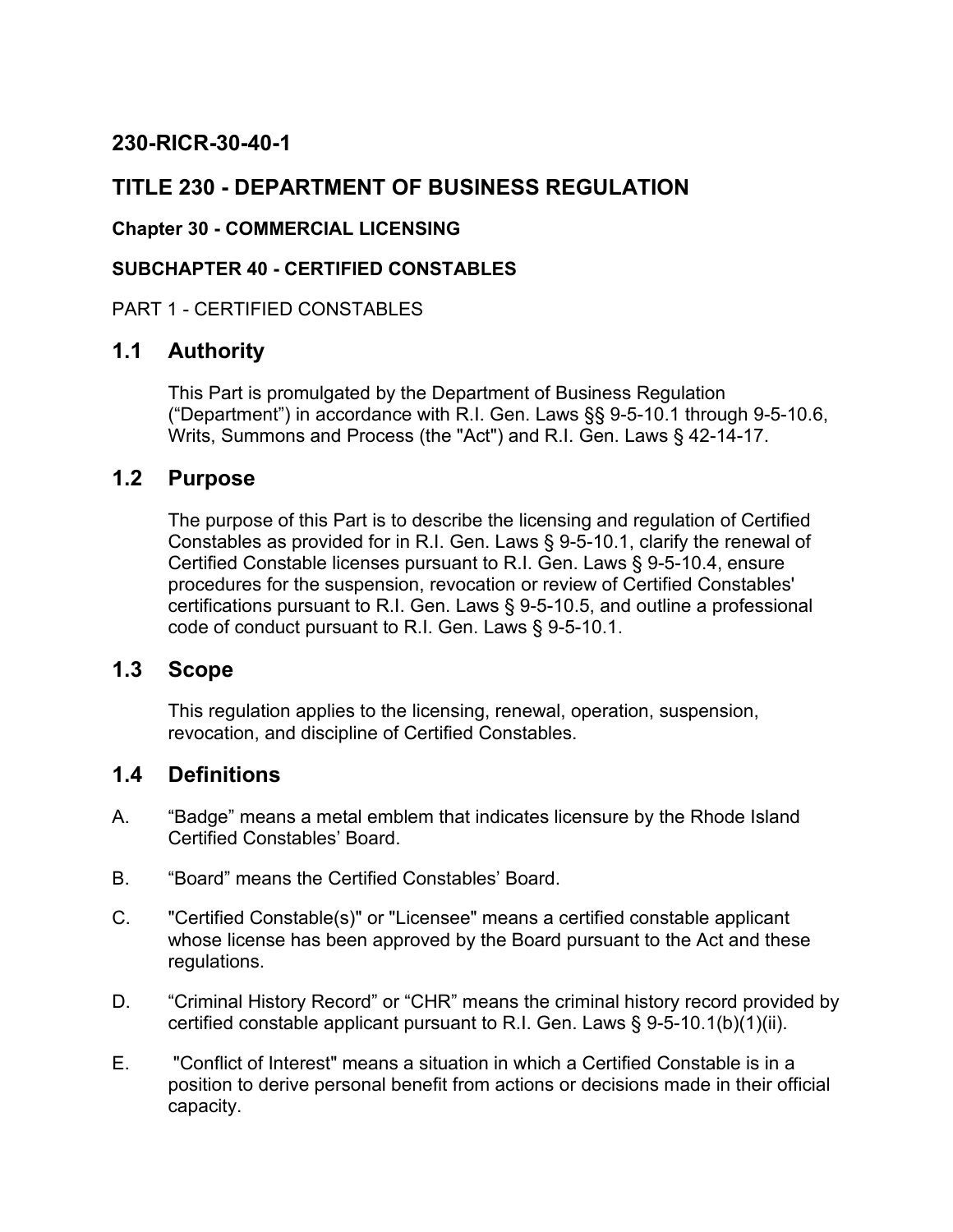# 230-RICR-30-40-1

# TITLE 230 - DEPARTMENT OF BUSINESS REGULATION

### Chapter 30 - COMMERCIAL LICENSING

### SUBCHAPTER 40 - CERTIFIED CONSTABLES

PART 1 - CERTIFIED CONSTABLES

## 1.1 Authority

This Part is promulgated by the Department of Business Regulation ("Department") in accordance with R.I. Gen. Laws §§ 9-5-10.1 through 9-5-10.6, Writs, Summons and Process (the "Act") and R.I. Gen. Laws § 42-14-17.

## 1.2 Purpose

The purpose of this Part is to describe the licensing and regulation of Certified Constables as provided for in R.I. Gen. Laws § 9-5-10.1, clarify the renewal of Certified Constable licenses pursuant to R.I. Gen. Laws § 9-5-10.4, ensure procedures for the suspension, revocation or review of Certified Constables' certifications pursuant to R.I. Gen. Laws § 9-5-10.5, and outline a professional code of conduct pursuant to R.I. Gen. Laws § 9-5-10.1.

## 1.3 Scope

This regulation applies to the licensing, renewal, operation, suspension, revocation, and discipline of Certified Constables.

## 1.4 Definitions

A. "Badge" means a metal emblem that indicates licensure by the Rhode Island Certified Constables' Board.

B. "Board" means the Certified Constables' Board.

C. "Certified Constable(s)" or "Licensee" means a certified constable applicant whose license has been approved by the Board pursuant to the Act and these regulations.

D. "Criminal History Record" or "CHR" means the criminal history record provided by certified constable applicant pursuant to R.I. Gen. Laws § 9-5-10.1(b)(1)(ii).

E. "Conflict of Interest" means a situation in which a Certified Constable is in a position to derive personal benefit from actions or decisions made in their official capacity.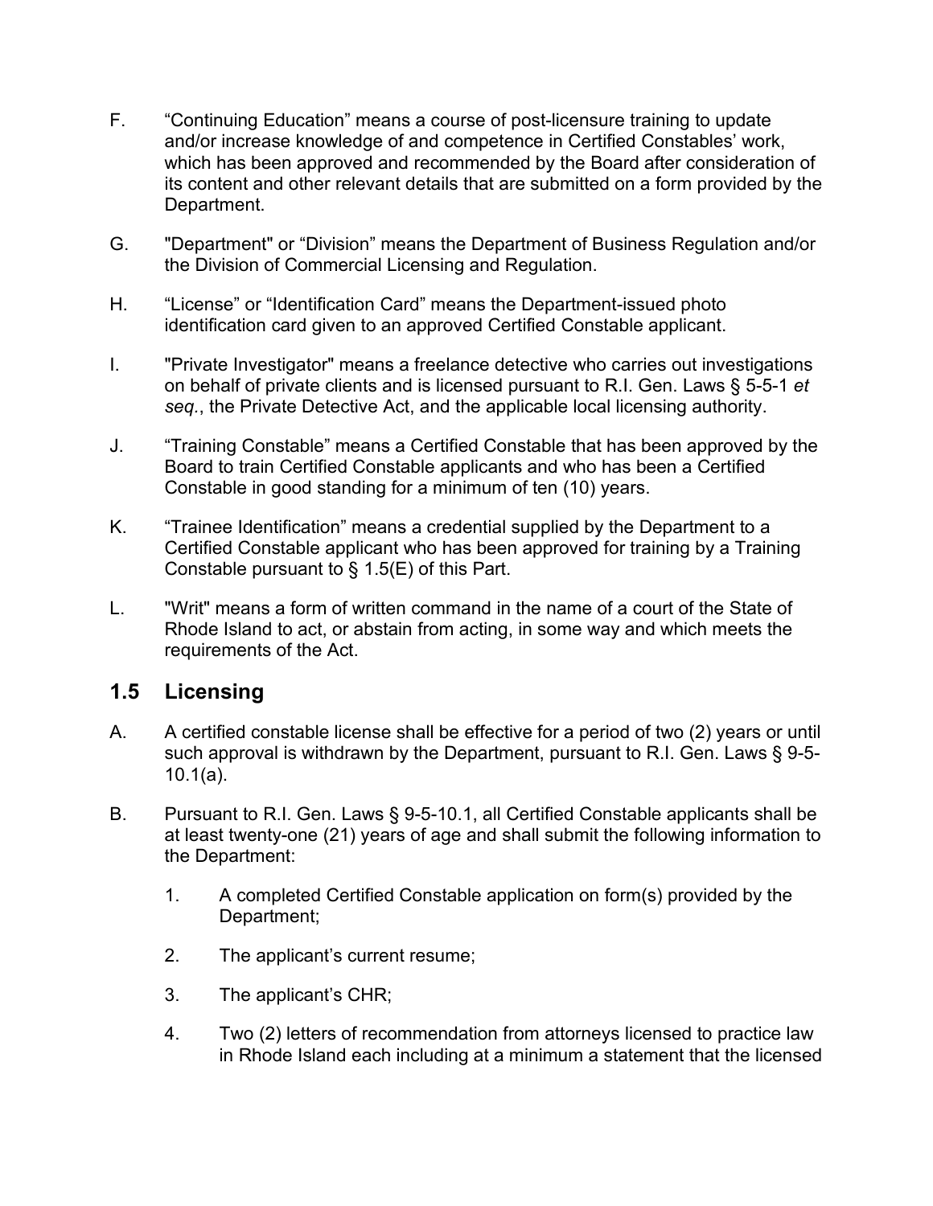F. "Continuing Education" means a course of post-licensure training to update and/or increase knowledge of and competence in Certified Constables' work, which has been approved and recommended by the Board after consideration of its content and other relevant details that are submitted on a form provided by the Department.

G. "Department" or "Division" means the Department of Business Regulation and/or the Division of Commercial Licensing and Regulation.

H. "License" or "Identification Card" means the Department-issued photo identification card given to an approved Certified Constable applicant.

I. "Private Investigator" means a freelance detective who carries out investigations on behalf of private clients and is licensed pursuant to R.I. Gen. Laws § 5-5-1 *et seq.*, the Private Detective Act, and the applicable local licensing authority.

J. "Training Constable" means a Certified Constable that has been approved by the Board to train Certified Constable applicants and who has been a Certified Constable in good standing for a minimum of ten (10) years.

K. "Trainee Identification" means a credential supplied by the Department to a Certified Constable applicant who has been approved for training by a Training Constable pursuant to § 1.5(E) of this Part.

L. "Writ" means a form of written command in the name of a court of the State of Rhode Island to act, or abstain from acting, in some way and which meets the requirements of the Act.

## 1.5 Licensing

A. A certified constable license shall be effective for a period of two (2) years or until such approval is withdrawn by the Department, pursuant to R.I. Gen. Laws § 9-5-10.1(a).

B. Pursuant to R.I. Gen. Laws § 9-5-10.1, all Certified Constable applicants shall be at least twenty-one (21) years of age and shall submit the following information to the Department:

1. A completed Certified Constable application on form(s) provided by the Department;
2. The applicant's current resume;
3. The applicant's CHR;
4. Two (2) letters of recommendation from attorneys licensed to practice law in Rhode Island each including at a minimum a statement that the licensed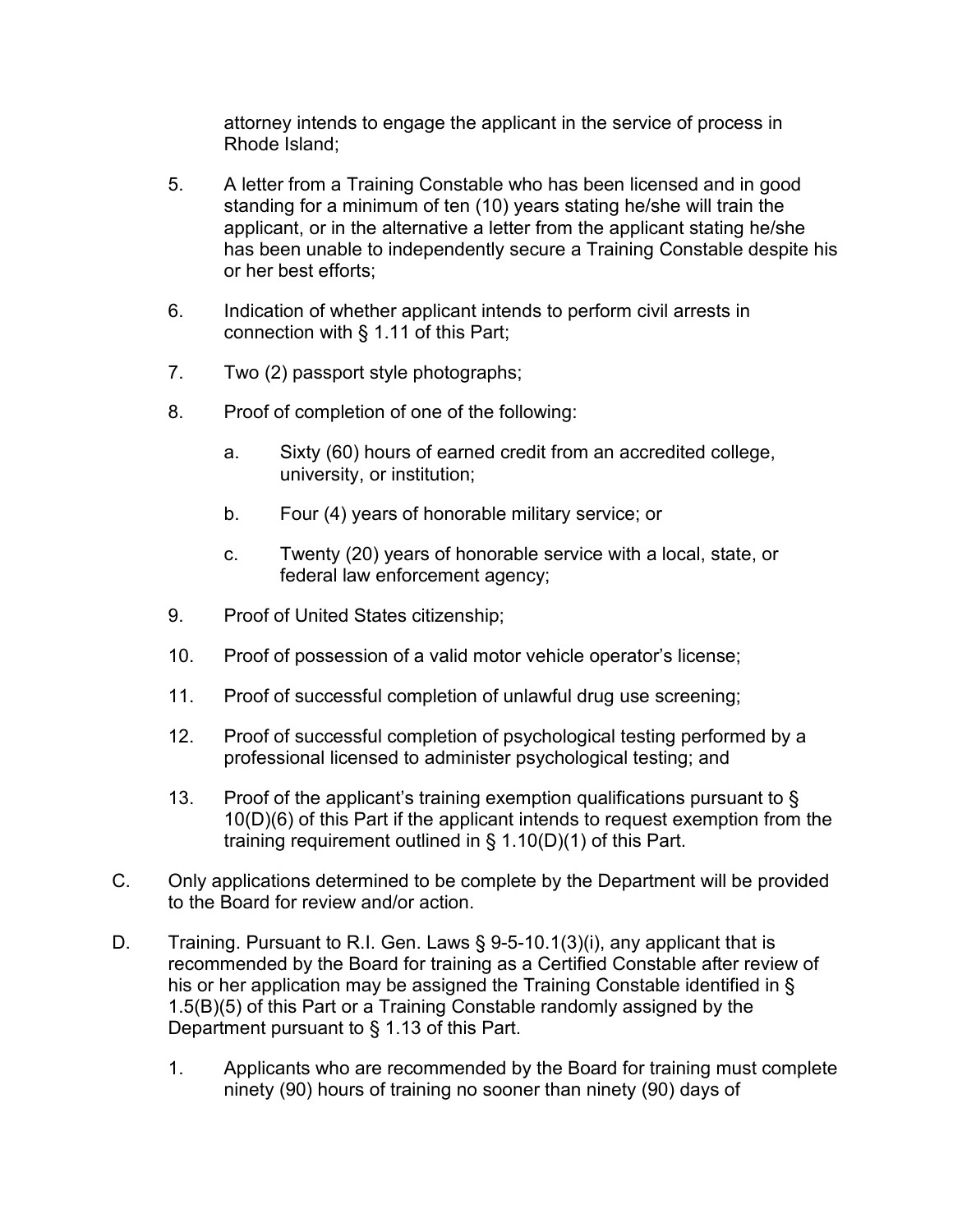attorney intends to engage the applicant in the service of process in Rhode Island;

5. A letter from a Training Constable who has been licensed and in good standing for a minimum of ten (10) years stating he/she will train the applicant, or in the alternative a letter from the applicant stating he/she has been unable to independently secure a Training Constable despite his or her best efforts;

6. Indication of whether applicant intends to perform civil arrests in connection with § 1.11 of this Part;

7. Two (2) passport style photographs;

8. Proof of completion of one of the following:

   a. Sixty (60) hours of earned credit from an accredited college, university, or institution;

   b. Four (4) years of honorable military service; or

   c. Twenty (20) years of honorable service with a local, state, or federal law enforcement agency;

9. Proof of United States citizenship;

10. Proof of possession of a valid motor vehicle operator's license;

11. Proof of successful completion of unlawful drug use screening;

12. Proof of successful completion of psychological testing performed by a professional licensed to administer psychological testing; and

13. Proof of the applicant's training exemption qualifications pursuant to § 10(D)(6) of this Part if the applicant intends to request exemption from the training requirement outlined in § 1.10(D)(1) of this Part.

C. Only applications determined to be complete by the Department will be provided to the Board for review and/or action.

D. Training. Pursuant to R.I. Gen. Laws § 9-5-10.1(3)(i), any applicant that is recommended by the Board for training as a Certified Constable after review of his or her application may be assigned the Training Constable identified in § 1.5(B)(5) of this Part or a Training Constable randomly assigned by the Department pursuant to § 1.13 of this Part.

   1. Applicants who are recommended by the Board for training must complete ninety (90) hours of training no sooner than ninety (90) days of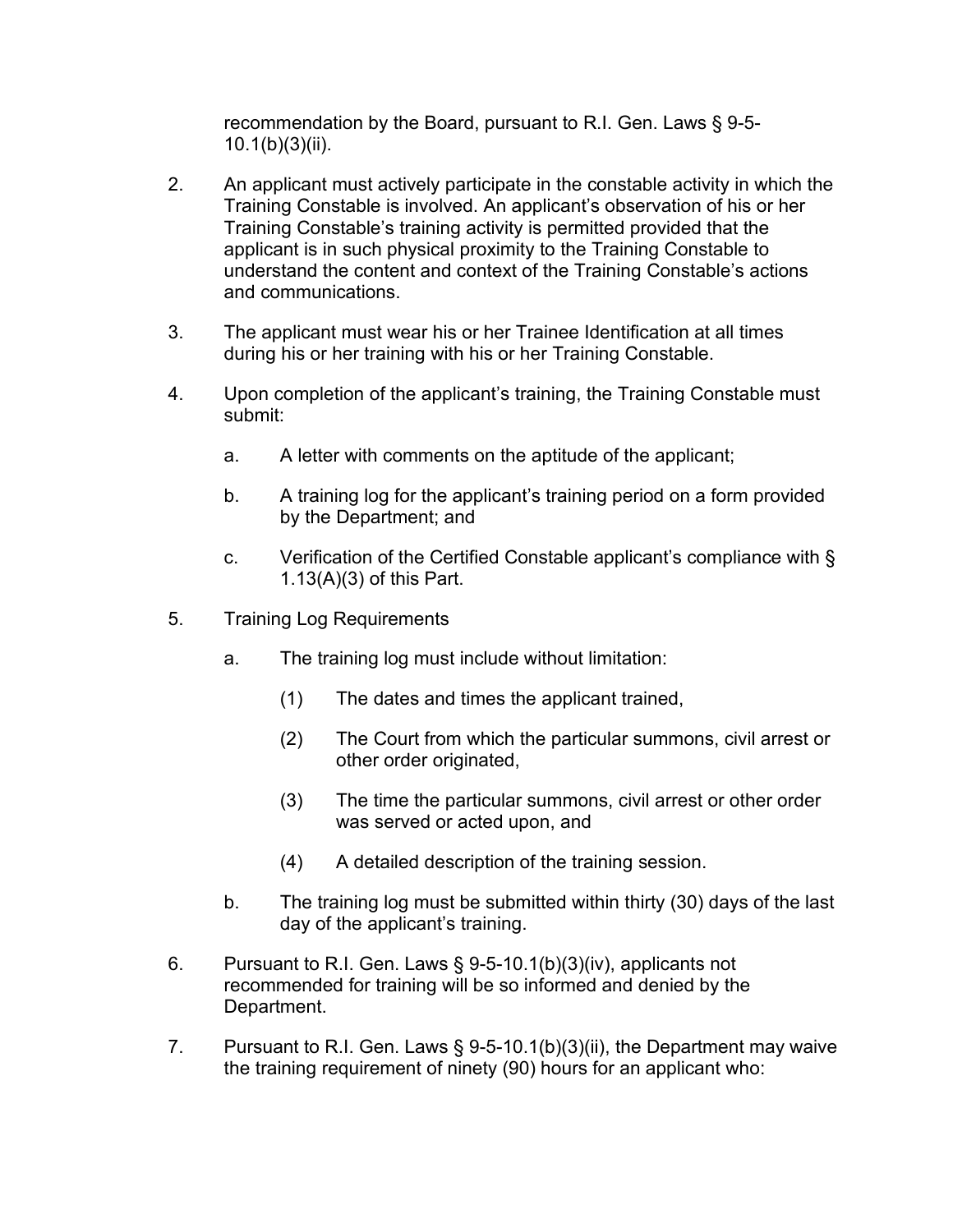recommendation by the Board, pursuant to R.I. Gen. Laws § 9-5-10.1(b)(3)(ii).

2. An applicant must actively participate in the constable activity in which the Training Constable is involved. An applicant's observation of his or her Training Constable's training activity is permitted provided that the applicant is in such physical proximity to the Training Constable to understand the content and context of the Training Constable's actions and communications.

3. The applicant must wear his or her Trainee Identification at all times during his or her training with his or her Training Constable.

4. Upon completion of the applicant's training, the Training Constable must submit:

   a. A letter with comments on the aptitude of the applicant;

   b. A training log for the applicant's training period on a form provided by the Department; and

   c. Verification of the Certified Constable applicant's compliance with § 1.13(A)(3) of this Part.

5. Training Log Requirements

   a. The training log must include without limitation:

      (1) The dates and times the applicant trained,

      (2) The Court from which the particular summons, civil arrest or other order originated,

      (3) The time the particular summons, civil arrest or other order was served or acted upon, and

      (4) A detailed description of the training session.

   b. The training log must be submitted within thirty (30) days of the last day of the applicant's training.

6. Pursuant to R.I. Gen. Laws § 9-5-10.1(b)(3)(iv), applicants not recommended for training will be so informed and denied by the Department.

7. Pursuant to R.I. Gen. Laws § 9-5-10.1(b)(3)(ii), the Department may waive the training requirement of ninety (90) hours for an applicant who: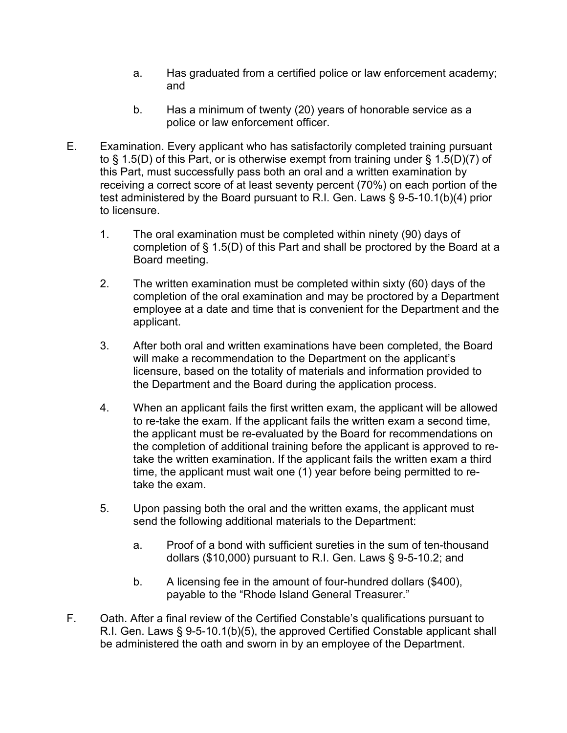a. Has graduated from a certified police or law enforcement academy; and

b. Has a minimum of twenty (20) years of honorable service as a police or law enforcement officer.

E. Examination. Every applicant who has satisfactorily completed training pursuant to § 1.5(D) of this Part, or is otherwise exempt from training under § 1.5(D)(7) of this Part, must successfully pass both an oral and a written examination by receiving a correct score of at least seventy percent (70%) on each portion of the test administered by the Board pursuant to R.I. Gen. Laws § 9-5-10.1(b)(4) prior to licensure.

1. The oral examination must be completed within ninety (90) days of completion of § 1.5(D) of this Part and shall be proctored by the Board at a Board meeting.

2. The written examination must be completed within sixty (60) days of the completion of the oral examination and may be proctored by a Department employee at a date and time that is convenient for the Department and the applicant.

3. After both oral and written examinations have been completed, the Board will make a recommendation to the Department on the applicant's licensure, based on the totality of materials and information provided to the Department and the Board during the application process.

4. When an applicant fails the first written exam, the applicant will be allowed to re-take the exam. If the applicant fails the written exam a second time, the applicant must be re-evaluated by the Board for recommendations on the completion of additional training before the applicant is approved to re-take the written examination. If the applicant fails the written exam a third time, the applicant must wait one (1) year before being permitted to re-take the exam.

5. Upon passing both the oral and the written exams, the applicant must send the following additional materials to the Department:

   a. Proof of a bond with sufficient sureties in the sum of ten-thousand dollars ($10,000) pursuant to R.I. Gen. Laws § 9-5-10.2; and

   b. A licensing fee in the amount of four-hundred dollars ($400), payable to the "Rhode Island General Treasurer."

F. Oath. After a final review of the Certified Constable's qualifications pursuant to R.I. Gen. Laws § 9-5-10.1(b)(5), the approved Certified Constable applicant shall be administered the oath and sworn in by an employee of the Department.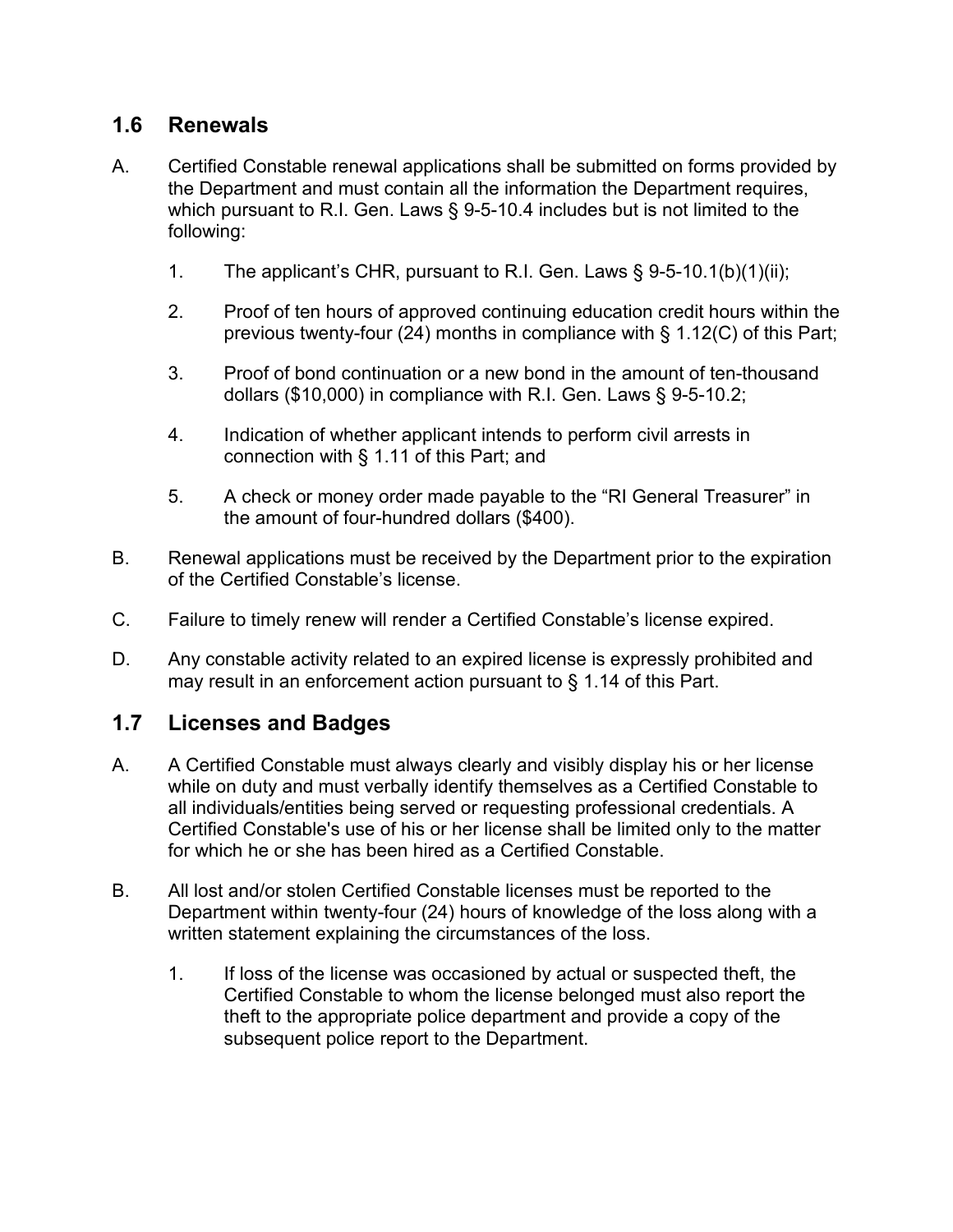## 1.6 Renewals

A. Certified Constable renewal applications shall be submitted on forms provided by the Department and must contain all the information the Department requires, which pursuant to R.I. Gen. Laws § 9-5-10.4 includes but is not limited to the following:

   1. The applicant's CHR, pursuant to R.I. Gen. Laws § 9-5-10.1(b)(1)(ii);

   2. Proof of ten hours of approved continuing education credit hours within the previous twenty-four (24) months in compliance with § 1.12(C) of this Part;

   3. Proof of bond continuation or a new bond in the amount of ten-thousand dollars ($10,000) in compliance with R.I. Gen. Laws § 9-5-10.2;

   4. Indication of whether applicant intends to perform civil arrests in connection with § 1.11 of this Part; and

   5. A check or money order made payable to the "RI General Treasurer" in the amount of four-hundred dollars ($400).

B. Renewal applications must be received by the Department prior to the expiration of the Certified Constable's license.

C. Failure to timely renew will render a Certified Constable's license expired.

D. Any constable activity related to an expired license is expressly prohibited and may result in an enforcement action pursuant to § 1.14 of this Part.

## 1.7 Licenses and Badges

A. A Certified Constable must always clearly and visibly display his or her license while on duty and must verbally identify themselves as a Certified Constable to all individuals/entities being served or requesting professional credentials. A Certified Constable's use of his or her license shall be limited only to the matter for which he or she has been hired as a Certified Constable.

B. All lost and/or stolen Certified Constable licenses must be reported to the Department within twenty-four (24) hours of knowledge of the loss along with a written statement explaining the circumstances of the loss.

   1. If loss of the license was occasioned by actual or suspected theft, the Certified Constable to whom the license belonged must also report the theft to the appropriate police department and provide a copy of the subsequent police report to the Department.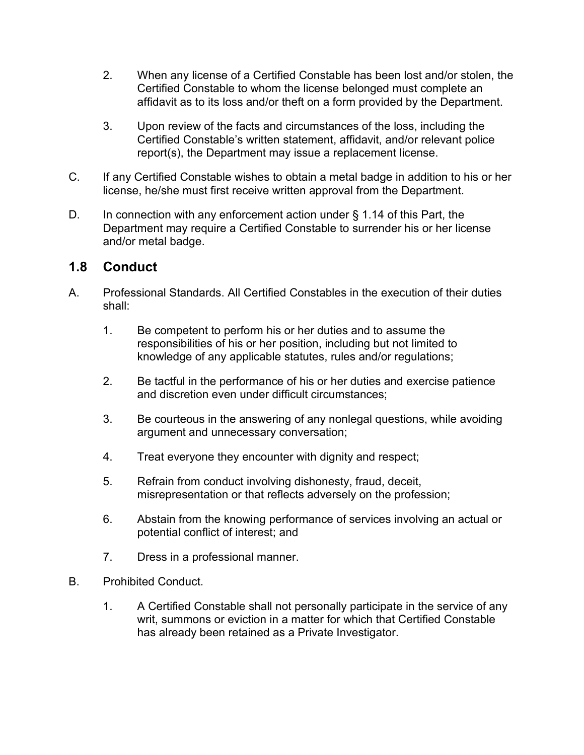2. When any license of a Certified Constable has been lost and/or stolen, the Certified Constable to whom the license belonged must complete an affidavit as to its loss and/or theft on a form provided by the Department.

3. Upon review of the facts and circumstances of the loss, including the Certified Constable's written statement, affidavit, and/or relevant police report(s), the Department may issue a replacement license.

C. If any Certified Constable wishes to obtain a metal badge in addition to his or her license, he/she must first receive written approval from the Department.

D. In connection with any enforcement action under § 1.14 of this Part, the Department may require a Certified Constable to surrender his or her license and/or metal badge.

## 1.8 Conduct

A. Professional Standards. All Certified Constables in the execution of their duties shall:

1. Be competent to perform his or her duties and to assume the responsibilities of his or her position, including but not limited to knowledge of any applicable statutes, rules and/or regulations;

2. Be tactful in the performance of his or her duties and exercise patience and discretion even under difficult circumstances;

3. Be courteous in the answering of any nonlegal questions, while avoiding argument and unnecessary conversation;

4. Treat everyone they encounter with dignity and respect;

5. Refrain from conduct involving dishonesty, fraud, deceit, misrepresentation or that reflects adversely on the profession;

6. Abstain from the knowing performance of services involving an actual or potential conflict of interest; and

7. Dress in a professional manner.

B. Prohibited Conduct.

1. A Certified Constable shall not personally participate in the service of any writ, summons or eviction in a matter for which that Certified Constable has already been retained as a Private Investigator.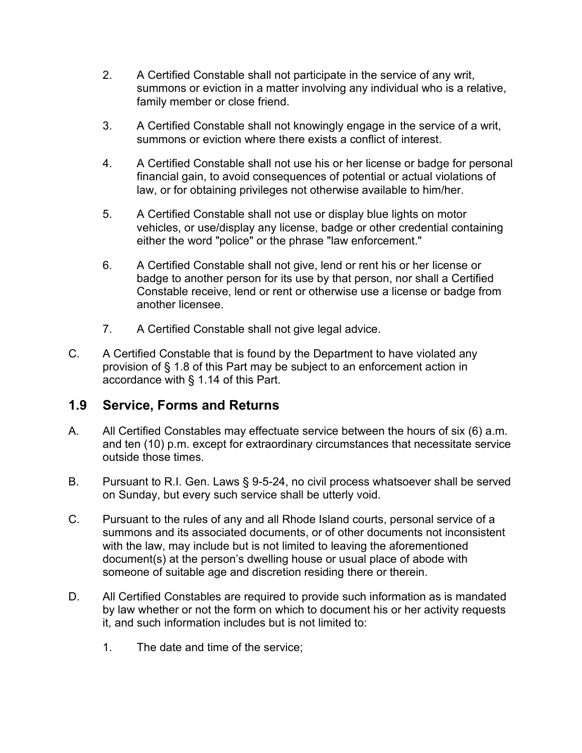2. A Certified Constable shall not participate in the service of any writ, summons or eviction in a matter involving any individual who is a relative, family member or close friend.

3. A Certified Constable shall not knowingly engage in the service of a writ, summons or eviction where there exists a conflict of interest.

4. A Certified Constable shall not use his or her license or badge for personal financial gain, to avoid consequences of potential or actual violations of law, or for obtaining privileges not otherwise available to him/her.

5. A Certified Constable shall not use or display blue lights on motor vehicles, or use/display any license, badge or other credential containing either the word "police" or the phrase "law enforcement."

6. A Certified Constable shall not give, lend or rent his or her license or badge to another person for its use by that person, nor shall a Certified Constable receive, lend or rent or otherwise use a license or badge from another licensee.

7. A Certified Constable shall not give legal advice.

C. A Certified Constable that is found by the Department to have violated any provision of § 1.8 of this Part may be subject to an enforcement action in accordance with § 1.14 of this Part.

## 1.9 Service, Forms and Returns

A. All Certified Constables may effectuate service between the hours of six (6) a.m. and ten (10) p.m. except for extraordinary circumstances that necessitate service outside those times.

B. Pursuant to R.I. Gen. Laws § 9-5-24, no civil process whatsoever shall be served on Sunday, but every such service shall be utterly void.

C. Pursuant to the rules of any and all Rhode Island courts, personal service of a summons and its associated documents, or of other documents not inconsistent with the law, may include but is not limited to leaving the aforementioned document(s) at the person's dwelling house or usual place of abode with someone of suitable age and discretion residing there or therein.

D. All Certified Constables are required to provide such information as is mandated by law whether or not the form on which to document his or her activity requests it, and such information includes but is not limited to:

1. The date and time of the service;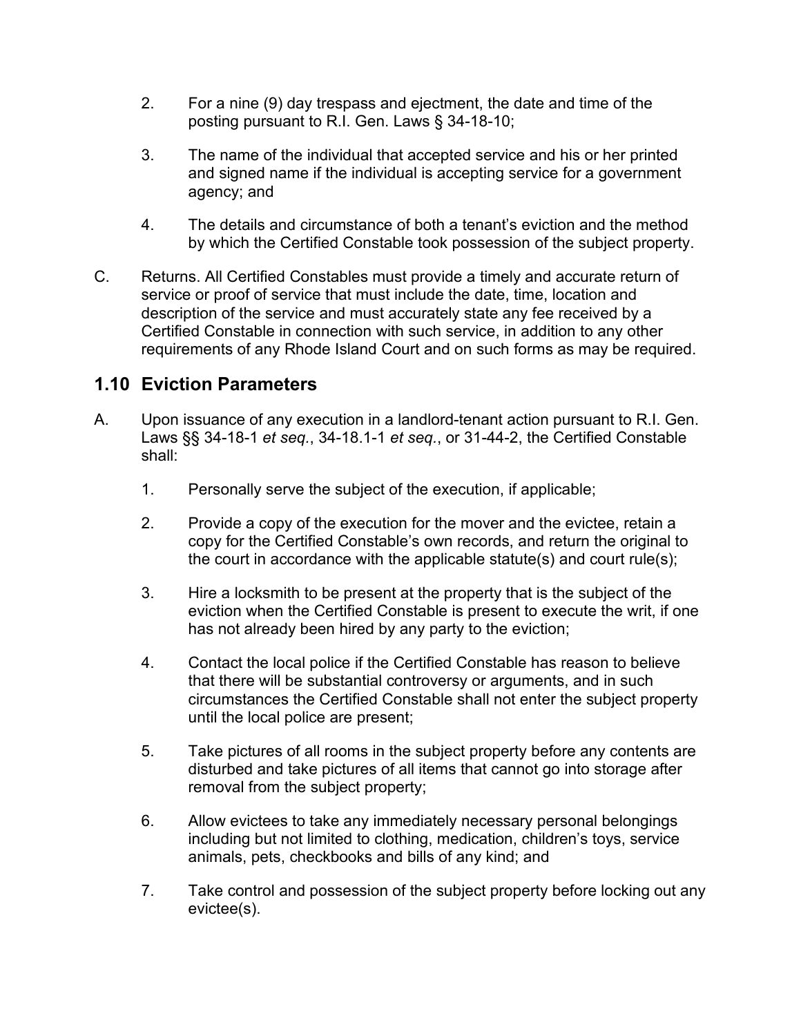2. For a nine (9) day trespass and ejectment, the date and time of the posting pursuant to R.I. Gen. Laws § 34-18-10;

3. The name of the individual that accepted service and his or her printed and signed name if the individual is accepting service for a government agency; and

4. The details and circumstance of both a tenant's eviction and the method by which the Certified Constable took possession of the subject property.

C. Returns. All Certified Constables must provide a timely and accurate return of service or proof of service that must include the date, time, location and description of the service and must accurately state any fee received by a Certified Constable in connection with such service, in addition to any other requirements of any Rhode Island Court and on such forms as may be required.

## 1.10 Eviction Parameters

A. Upon issuance of any execution in a landlord-tenant action pursuant to R.I. Gen. Laws §§ 34-18-1 *et seq.*, 34-18.1-1 *et seq.*, or 31-44-2, the Certified Constable shall:

1. Personally serve the subject of the execution, if applicable;

2. Provide a copy of the execution for the mover and the evictee, retain a copy for the Certified Constable's own records, and return the original to the court in accordance with the applicable statute(s) and court rule(s);

3. Hire a locksmith to be present at the property that is the subject of the eviction when the Certified Constable is present to execute the writ, if one has not already been hired by any party to the eviction;

4. Contact the local police if the Certified Constable has reason to believe that there will be substantial controversy or arguments, and in such circumstances the Certified Constable shall not enter the subject property until the local police are present;

5. Take pictures of all rooms in the subject property before any contents are disturbed and take pictures of all items that cannot go into storage after removal from the subject property;

6. Allow evictees to take any immediately necessary personal belongings including but not limited to clothing, medication, children's toys, service animals, pets, checkbooks and bills of any kind; and

7. Take control and possession of the subject property before locking out any evictee(s).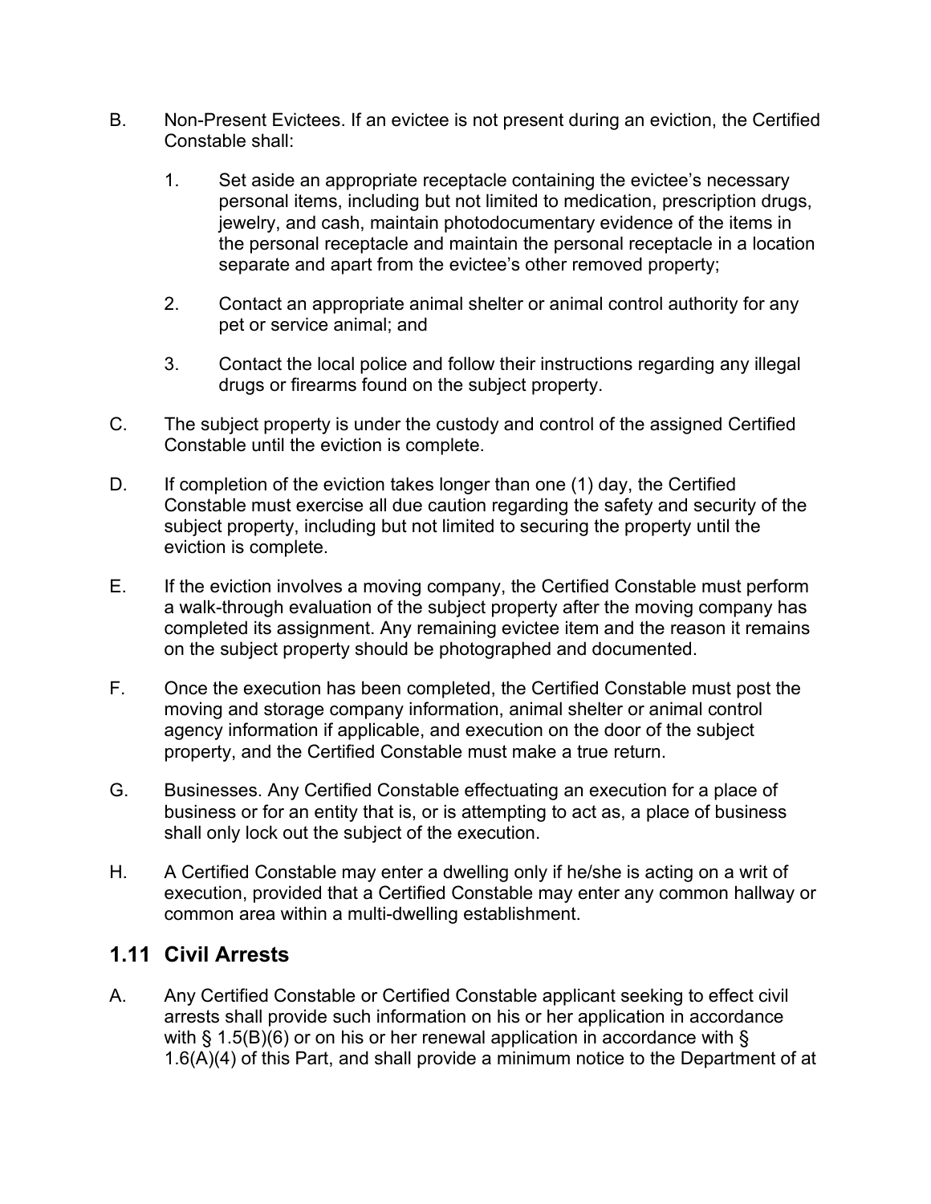B. Non-Present Evictees. If an evictee is not present during an eviction, the Certified Constable shall:

   1. Set aside an appropriate receptacle containing the evictee's necessary personal items, including but not limited to medication, prescription drugs, jewelry, and cash, maintain photodocumentary evidence of the items in the personal receptacle and maintain the personal receptacle in a location separate and apart from the evictee's other removed property;

   2. Contact an appropriate animal shelter or animal control authority for any pet or service animal; and

   3. Contact the local police and follow their instructions regarding any illegal drugs or firearms found on the subject property.

C. The subject property is under the custody and control of the assigned Certified Constable until the eviction is complete.

D. If completion of the eviction takes longer than one (1) day, the Certified Constable must exercise all due caution regarding the safety and security of the subject property, including but not limited to securing the property until the eviction is complete.

E. If the eviction involves a moving company, the Certified Constable must perform a walk-through evaluation of the subject property after the moving company has completed its assignment. Any remaining evictee item and the reason it remains on the subject property should be photographed and documented.

F. Once the execution has been completed, the Certified Constable must post the moving and storage company information, animal shelter or animal control agency information if applicable, and execution on the door of the subject property, and the Certified Constable must make a true return.

G. Businesses. Any Certified Constable effectuating an execution for a place of business or for an entity that is, or is attempting to act as, a place of business shall only lock out the subject of the execution.

H. A Certified Constable may enter a dwelling only if he/she is acting on a writ of execution, provided that a Certified Constable may enter any common hallway or common area within a multi-dwelling establishment.

## 1.11 Civil Arrests

A. Any Certified Constable or Certified Constable applicant seeking to effect civil arrests shall provide such information on his or her application in accordance with § 1.5(B)(6) or on his or her renewal application in accordance with § 1.6(A)(4) of this Part, and shall provide a minimum notice to the Department of at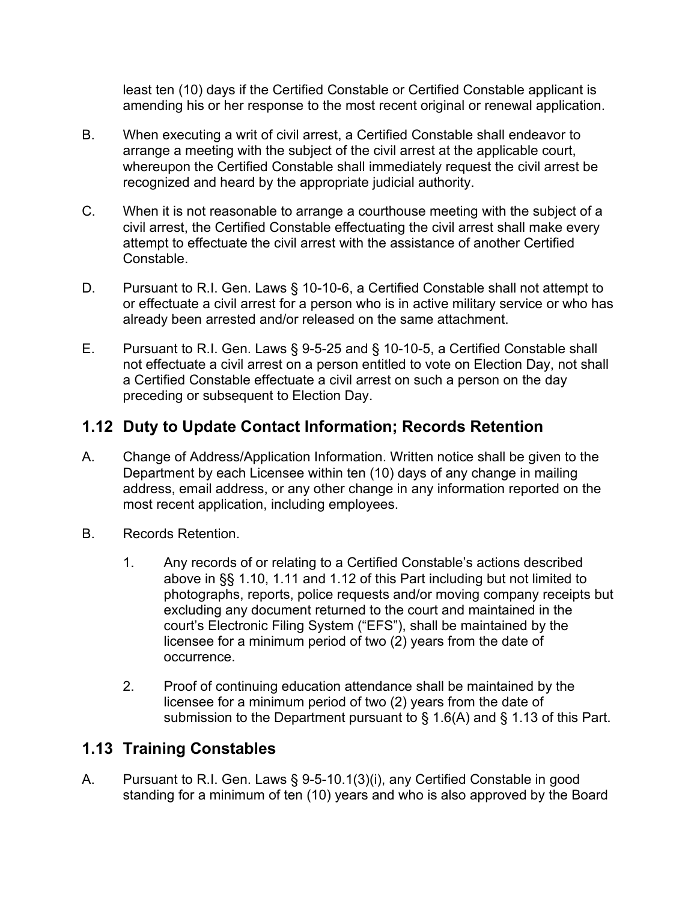least ten (10) days if the Certified Constable or Certified Constable applicant is amending his or her response to the most recent original or renewal application.

B. When executing a writ of civil arrest, a Certified Constable shall endeavor to arrange a meeting with the subject of the civil arrest at the applicable court, whereupon the Certified Constable shall immediately request the civil arrest be recognized and heard by the appropriate judicial authority.

C. When it is not reasonable to arrange a courthouse meeting with the subject of a civil arrest, the Certified Constable effectuating the civil arrest shall make every attempt to effectuate the civil arrest with the assistance of another Certified Constable.

D. Pursuant to R.I. Gen. Laws § 10-10-6, a Certified Constable shall not attempt to or effectuate a civil arrest for a person who is in active military service or who has already been arrested and/or released on the same attachment.

E. Pursuant to R.I. Gen. Laws § 9-5-25 and § 10-10-5, a Certified Constable shall not effectuate a civil arrest on a person entitled to vote on Election Day, not shall a Certified Constable effectuate a civil arrest on such a person on the day preceding or subsequent to Election Day.

## 1.12 Duty to Update Contact Information; Records Retention

A. Change of Address/Application Information. Written notice shall be given to the Department by each Licensee within ten (10) days of any change in mailing address, email address, or any other change in any information reported on the most recent application, including employees.

B. Records Retention.

1. Any records of or relating to a Certified Constable's actions described above in §§ 1.10, 1.11 and 1.12 of this Part including but not limited to photographs, reports, police requests and/or moving company receipts but excluding any document returned to the court and maintained in the court's Electronic Filing System ("EFS"), shall be maintained by the licensee for a minimum period of two (2) years from the date of occurrence.

2. Proof of continuing education attendance shall be maintained by the licensee for a minimum period of two (2) years from the date of submission to the Department pursuant to § 1.6(A) and § 1.13 of this Part.

## 1.13 Training Constables

A. Pursuant to R.I. Gen. Laws § 9-5-10.1(3)(i), any Certified Constable in good standing for a minimum of ten (10) years and who is also approved by the Board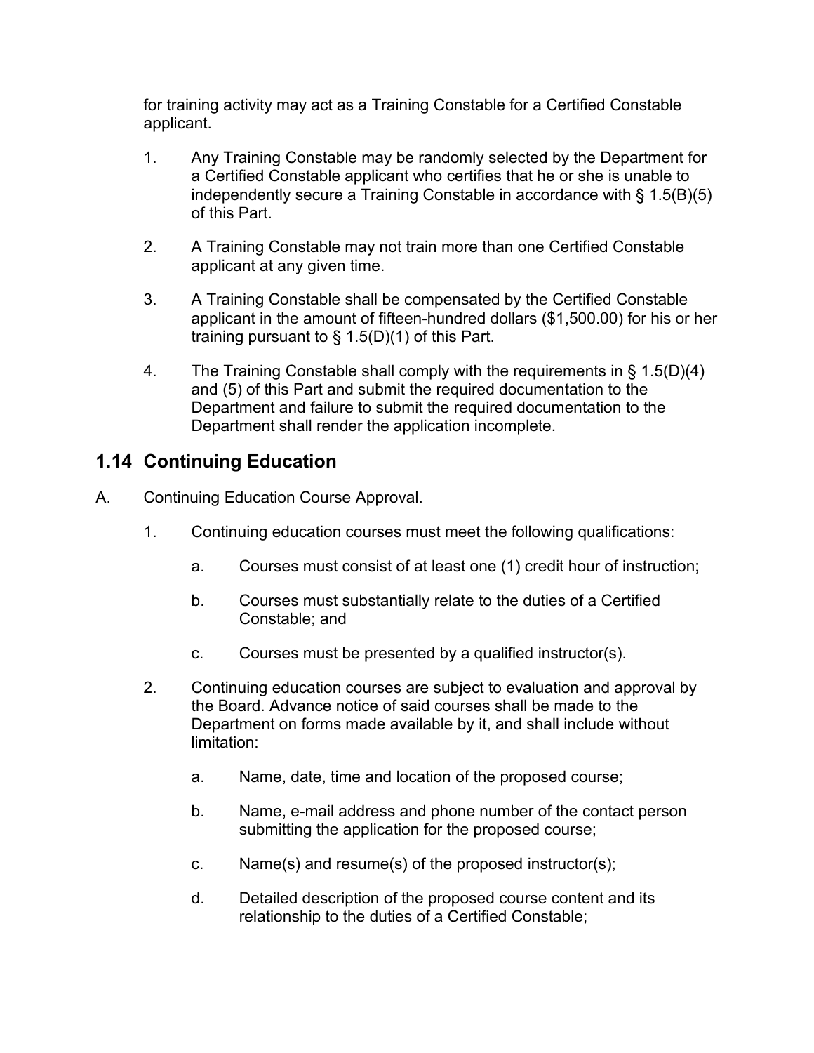for training activity may act as a Training Constable for a Certified Constable applicant.

1. Any Training Constable may be randomly selected by the Department for a Certified Constable applicant who certifies that he or she is unable to independently secure a Training Constable in accordance with § 1.5(B)(5) of this Part.

2. A Training Constable may not train more than one Certified Constable applicant at any given time.

3. A Training Constable shall be compensated by the Certified Constable applicant in the amount of fifteen-hundred dollars ($1,500.00) for his or her training pursuant to § 1.5(D)(1) of this Part.

4. The Training Constable shall comply with the requirements in § 1.5(D)(4) and (5) of this Part and submit the required documentation to the Department and failure to submit the required documentation to the Department shall render the application incomplete.

## 1.14 Continuing Education

A. Continuing Education Course Approval.

   1. Continuing education courses must meet the following qualifications:

      a. Courses must consist of at least one (1) credit hour of instruction;

      b. Courses must substantially relate to the duties of a Certified Constable; and

      c. Courses must be presented by a qualified instructor(s).

   2. Continuing education courses are subject to evaluation and approval by the Board. Advance notice of said courses shall be made to the Department on forms made available by it, and shall include without limitation:

      a. Name, date, time and location of the proposed course;

      b. Name, e-mail address and phone number of the contact person submitting the application for the proposed course;

      c. Name(s) and resume(s) of the proposed instructor(s);

      d. Detailed description of the proposed course content and its relationship to the duties of a Certified Constable;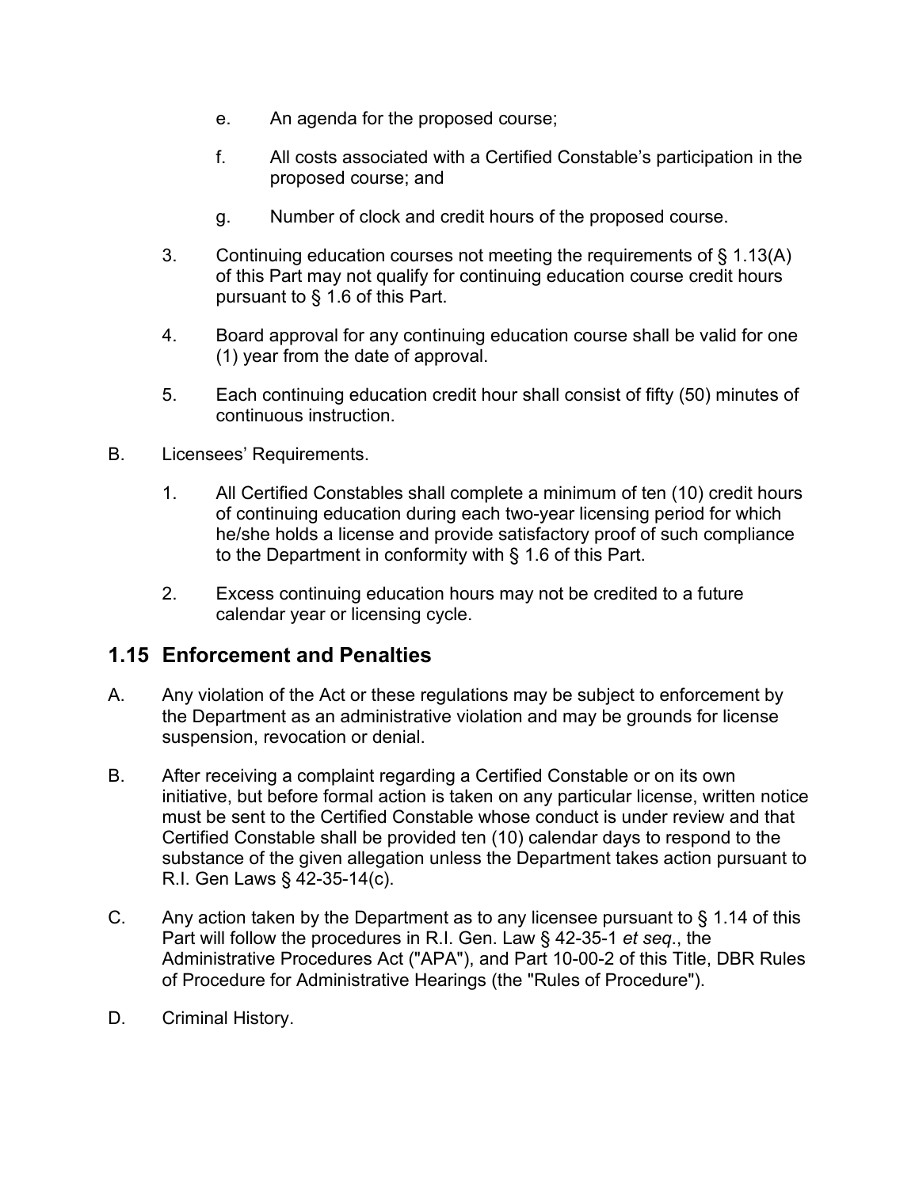e. An agenda for the proposed course;

f. All costs associated with a Certified Constable's participation in the proposed course; and

g. Number of clock and credit hours of the proposed course.

3. Continuing education courses not meeting the requirements of § 1.13(A) of this Part may not qualify for continuing education course credit hours pursuant to § 1.6 of this Part.

4. Board approval for any continuing education course shall be valid for one (1) year from the date of approval.

5. Each continuing education credit hour shall consist of fifty (50) minutes of continuous instruction.

B. Licensees' Requirements.

1. All Certified Constables shall complete a minimum of ten (10) credit hours of continuing education during each two-year licensing period for which he/she holds a license and provide satisfactory proof of such compliance to the Department in conformity with § 1.6 of this Part.

2. Excess continuing education hours may not be credited to a future calendar year or licensing cycle.

## 1.15 Enforcement and Penalties

A. Any violation of the Act or these regulations may be subject to enforcement by the Department as an administrative violation and may be grounds for license suspension, revocation or denial.

B. After receiving a complaint regarding a Certified Constable or on its own initiative, but before formal action is taken on any particular license, written notice must be sent to the Certified Constable whose conduct is under review and that Certified Constable shall be provided ten (10) calendar days to respond to the substance of the given allegation unless the Department takes action pursuant to R.I. Gen Laws § 42-35-14(c).

C. Any action taken by the Department as to any licensee pursuant to § 1.14 of this Part will follow the procedures in R.I. Gen. Law § 42-35-1 *et seq*., the Administrative Procedures Act ("APA"), and Part 10-00-2 of this Title, DBR Rules of Procedure for Administrative Hearings (the "Rules of Procedure").

D. Criminal History.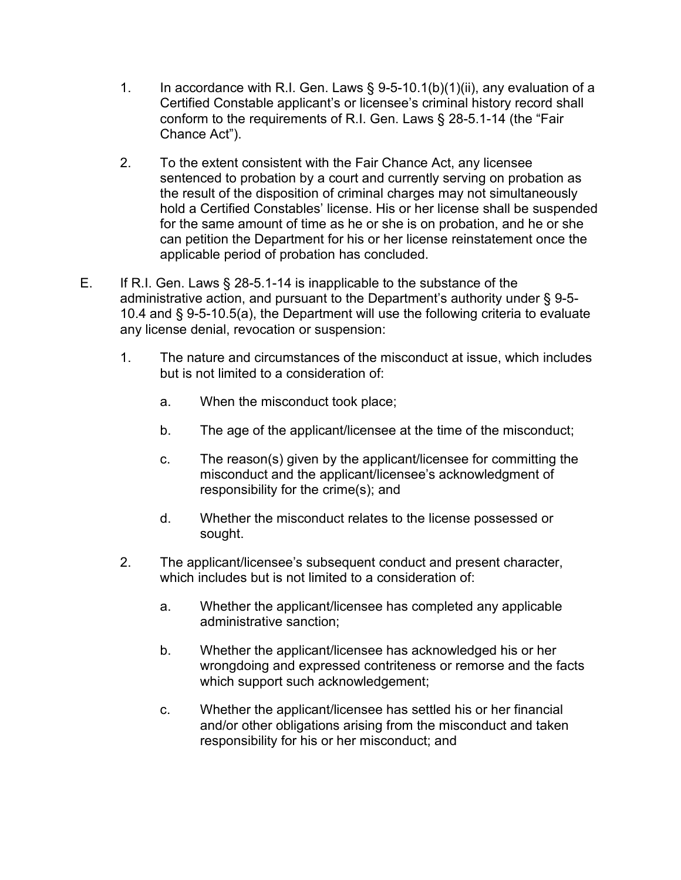1. In accordance with R.I. Gen. Laws § 9-5-10.1(b)(1)(ii), any evaluation of a Certified Constable applicant's or licensee's criminal history record shall conform to the requirements of R.I. Gen. Laws § 28-5.1-14 (the "Fair Chance Act").

2. To the extent consistent with the Fair Chance Act, any licensee sentenced to probation by a court and currently serving on probation as the result of the disposition of criminal charges may not simultaneously hold a Certified Constables' license. His or her license shall be suspended for the same amount of time as he or she is on probation, and he or she can petition the Department for his or her license reinstatement once the applicable period of probation has concluded.

E. If R.I. Gen. Laws § 28-5.1-14 is inapplicable to the substance of the administrative action, and pursuant to the Department's authority under § 9-5-10.4 and § 9-5-10.5(a), the Department will use the following criteria to evaluate any license denial, revocation or suspension:

   1. The nature and circumstances of the misconduct at issue, which includes but is not limited to a consideration of:

      a. When the misconduct took place;

      b. The age of the applicant/licensee at the time of the misconduct;

      c. The reason(s) given by the applicant/licensee for committing the misconduct and the applicant/licensee's acknowledgment of responsibility for the crime(s); and

      d. Whether the misconduct relates to the license possessed or sought.

   2. The applicant/licensee's subsequent conduct and present character, which includes but is not limited to a consideration of:

      a. Whether the applicant/licensee has completed any applicable administrative sanction;

      b. Whether the applicant/licensee has acknowledged his or her wrongdoing and expressed contriteness or remorse and the facts which support such acknowledgement;

      c. Whether the applicant/licensee has settled his or her financial and/or other obligations arising from the misconduct and taken responsibility for his or her misconduct; and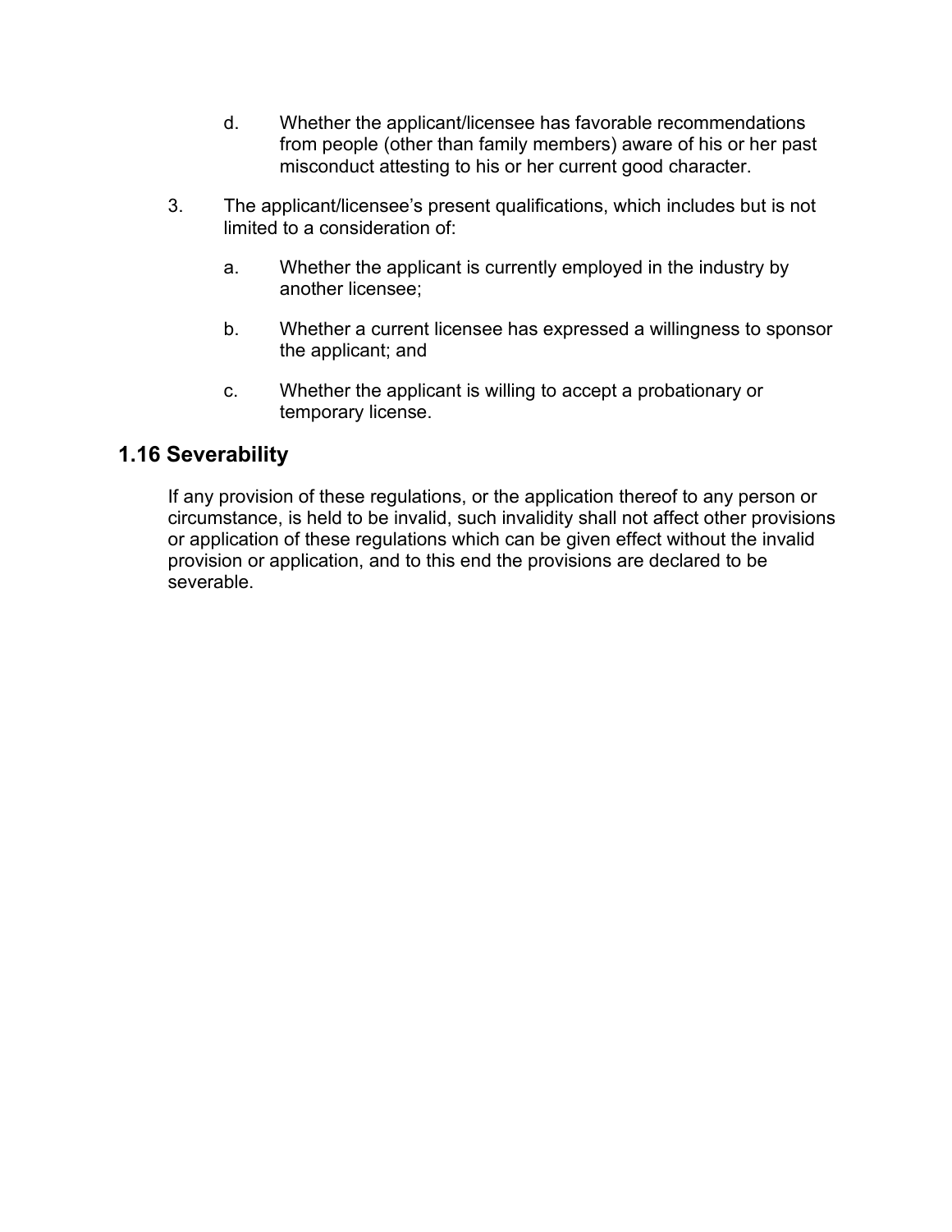d. Whether the applicant/licensee has favorable recommendations from people (other than family members) aware of his or her past misconduct attesting to his or her current good character.

3. The applicant/licensee's present qualifications, which includes but is not limited to a consideration of:

   a. Whether the applicant is currently employed in the industry by another licensee;

   b. Whether a current licensee has expressed a willingness to sponsor the applicant; and

   c. Whether the applicant is willing to accept a probationary or temporary license.

## 1.16 Severability

If any provision of these regulations, or the application thereof to any person or circumstance, is held to be invalid, such invalidity shall not affect other provisions or application of these regulations which can be given effect without the invalid provision or application, and to this end the provisions are declared to be severable.